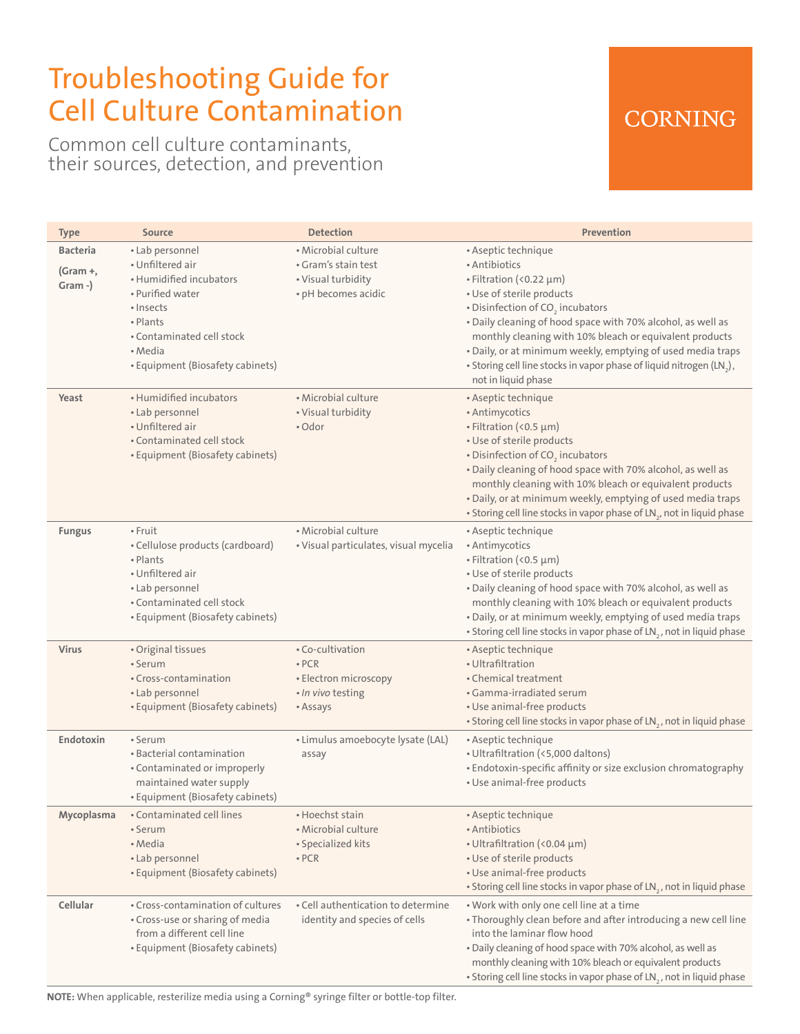# Troubleshooting Guide for Cell Culture Contamination

## Common cell culture contaminants, their sources, detection, and prevention

CORNING

| Type | Source | Detection | Prevention |
|---|---|---|---|
| **Bacteria** (Gram +, Gram -) | • Lab personnel<br>• Unfiltered air<br>• Humidified incubators<br>• Purified water<br>• Insects<br>• Plants<br>• Contaminated cell stock<br>• Media<br>• Equipment (Biosafety cabinets) | • Microbial culture<br>• Gram's stain test<br>• Visual turbidity<br>• pH becomes acidic | • Aseptic technique<br>• Antibiotics<br>• Filtration (<0.22 µm)<br>• Use of sterile products<br>• Disinfection of $CO_2$ incubators<br>• Daily cleaning of hood space with 70% alcohol, as well as monthly cleaning with 10% bleach or equivalent products<br>• Daily, or at minimum weekly, emptying of used media traps<br>• Storing cell line stocks in vapor phase of liquid nitrogen ($LN_2$), not in liquid phase |
| **Yeast** | • Humidified incubators<br>• Lab personnel<br>• Unfiltered air<br>• Contaminated cell stock<br>• Equipment (Biosafety cabinets) | • Microbial culture<br>• Visual turbidity<br>• Odor | • Aseptic technique<br>• Antimycotics<br>• Filtration (<0.5 µm)<br>• Use of sterile products<br>• Disinfection of $CO_2$ incubators<br>• Daily cleaning of hood space with 70% alcohol, as well as monthly cleaning with 10% bleach or equivalent products<br>• Daily, or at minimum weekly, emptying of used media traps<br>• Storing cell line stocks in vapor phase of $LN_2$, not in liquid phase |
| **Fungus** | • Fruit<br>• Cellulose products (cardboard)<br>• Plants<br>• Unfiltered air<br>• Lab personnel<br>• Contaminated cell stock<br>• Equipment (Biosafety cabinets) | • Microbial culture<br>• Visual particulates, visual mycelia | • Aseptic technique<br>• Antimycotics<br>• Filtration (<0.5 µm)<br>• Use of sterile products<br>• Daily cleaning of hood space with 70% alcohol, as well as monthly cleaning with 10% bleach or equivalent products<br>• Daily, or at minimum weekly, emptying of used media traps<br>• Storing cell line stocks in vapor phase of $LN_2$, not in liquid phase |
| **Virus** | • Original tissues<br>• Serum<br>• Cross-contamination<br>• Lab personnel<br>• Equipment (Biosafety cabinets) | • Co-cultivation<br>• PCR<br>• Electron microscopy<br>• *In vivo* testing<br>• Assays | • Aseptic technique<br>• Ultrafiltration<br>• Chemical treatment<br>• Gamma-irradiated serum<br>• Use animal-free products<br>• Storing cell line stocks in vapor phase of $LN_2$, not in liquid phase |
| **Endotoxin** | • Serum<br>• Bacterial contamination<br>• Contaminated or improperly maintained water supply<br>• Equipment (Biosafety cabinets) | • Limulus amoebocyte lysate (LAL) assay | • Aseptic technique<br>• Ultrafiltration (<5,000 daltons)<br>• Endotoxin-specific affinity or size exclusion chromatography<br>• Use animal-free products |
| **Mycoplasma** | • Contaminated cell lines<br>• Serum<br>• Media<br>• Lab personnel<br>• Equipment (Biosafety cabinets) | • Hoechst stain<br>• Microbial culture<br>• Specialized kits<br>• PCR | • Aseptic technique<br>• Antibiotics<br>• Ultrafiltration (<0.04 µm)<br>• Use of sterile products<br>• Use animal-free products<br>• Storing cell line stocks in vapor phase of $LN_2$, not in liquid phase |
| **Cellular** | • Cross-contamination of cultures<br>• Cross-use or sharing of media from a different cell line<br>• Equipment (Biosafety cabinets) | • Cell authentication to determine identity and species of cells | • Work with only one cell line at a time<br>• Thoroughly clean before and after introducing a new cell line into the laminar flow hood<br>• Daily cleaning of hood space with 70% alcohol, as well as monthly cleaning with 10% bleach or equivalent products<br>• Storing cell line stocks in vapor phase of $LN_2$, not in liquid phase |

**NOTE:** When applicable, resterilize media using a Corning® syringe filter or bottle-top filter.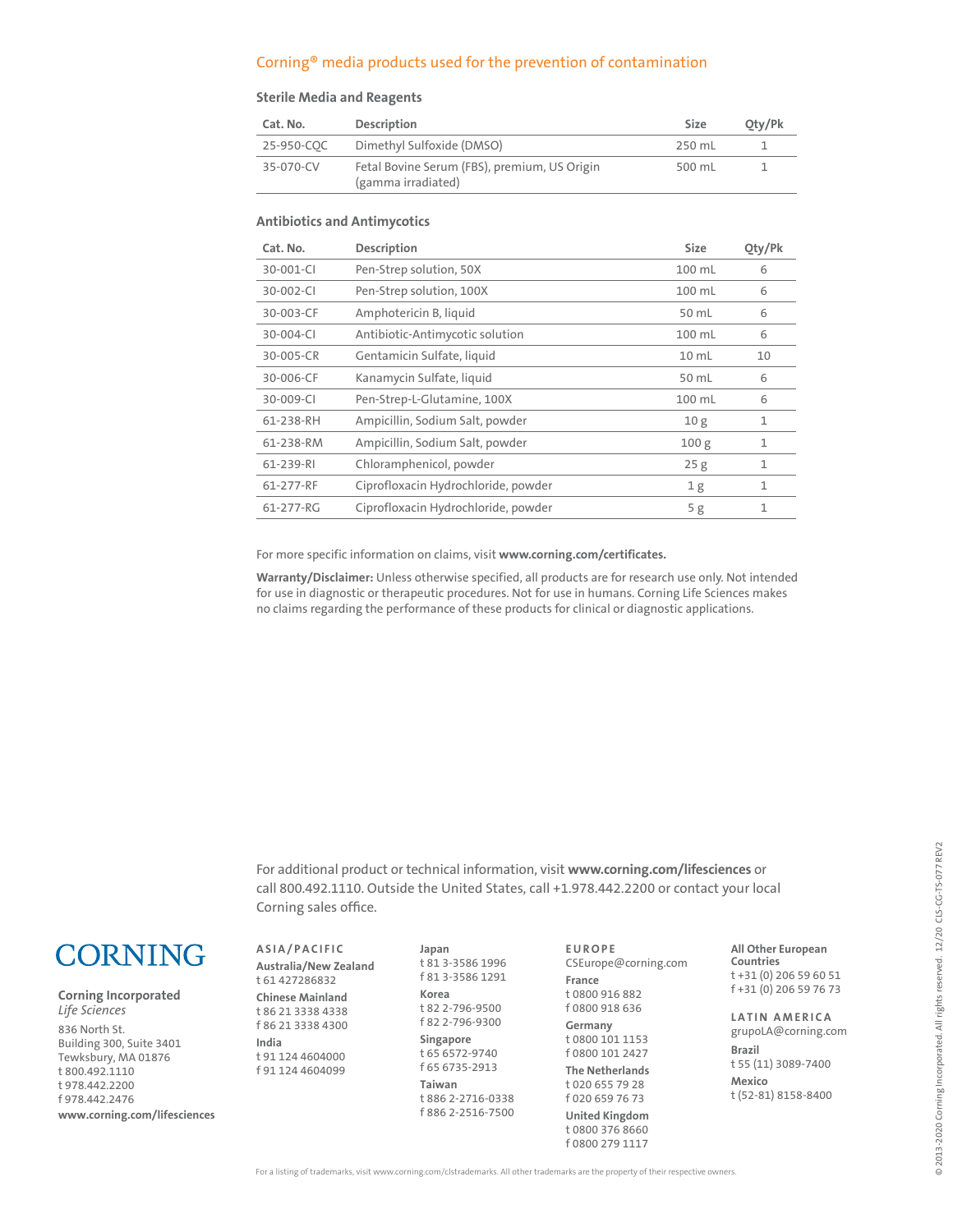## Corning® media products used for the prevention of contamination

### Sterile Media and Reagents

| Cat. No. | Description | Size | Qty/Pk |
|---|---|---|---|
| 25-950-CQC | Dimethyl Sulfoxide (DMSO) | 250 mL | 1 |
| 35-070-CV | Fetal Bovine Serum (FBS), premium, US Origin (gamma irradiated) | 500 mL | 1 |

### Antibiotics and Antimycotics

| Cat. No. | Description | Size | Qty/Pk |
|---|---|---|---|
| 30-001-CI | Pen-Strep solution, 50X | 100 mL | 6 |
| 30-002-CI | Pen-Strep solution, 100X | 100 mL | 6 |
| 30-003-CF | Amphotericin B, liquid | 50 mL | 6 |
| 30-004-CI | Antibiotic-Antimycotic solution | 100 mL | 6 |
| 30-005-CR | Gentamicin Sulfate, liquid | 10 mL | 10 |
| 30-006-CF | Kanamycin Sulfate, liquid | 50 mL | 6 |
| 30-009-CI | Pen-Strep-L-Glutamine, 100X | 100 mL | 6 |
| 61-238-RH | Ampicillin, Sodium Salt, powder | 10 g | 1 |
| 61-238-RM | Ampicillin, Sodium Salt, powder | 100 g | 1 |
| 61-239-RI | Chloramphenicol, powder | 25 g | 1 |
| 61-277-RF | Ciprofloxacin Hydrochloride, powder | 1 g | 1 |
| 61-277-RG | Ciprofloxacin Hydrochloride, powder | 5 g | 1 |

For more specific information on claims, visit **www.corning.com/certificates.**

**Warranty/Disclaimer:** Unless otherwise specified, all products are for research use only. Not intended for use in diagnostic or therapeutic procedures. Not for use in humans. Corning Life Sciences makes no claims regarding the performance of these products for clinical or diagnostic applications.

For additional product or technical information, visit **www.corning.com/lifesciences** or call 800.492.1110. Outside the United States, call +1.978.442.2200 or contact your local Corning sales office.

**CORNING**

**Corning Incorporated**
*Life Sciences*
836 North St.
Building 300, Suite 3401
Tewksbury, MA 01876
t 800.492.1110
t 978.442.2200
f 978.442.2476
**www.corning.com/lifesciences**

**ASIA/PACIFIC**

**Australia/New Zealand**
t 61 427286832

**Chinese Mainland**
t 86 21 3338 4338
f 86 21 3338 4300

**India**
t 91 124 4604000
f 91 124 4604099

**Japan**
t 81 3-3586 1996
f 81 3-3586 1291

**Korea**
t 82 2-796-9500
f 82 2-796-9300

**Singapore**
t 65 6572-9740
f 65 6735-2913

**Taiwan**
t 886 2-2716-0338
f 886 2-2516-7500

**EUROPE**

CSEurope@corning.com

**France**
t 0800 916 882
f 0800 918 636

**Germany**
t 0800 101 1153
f 0800 101 2427

**The Netherlands**
t 020 655 79 28
f 020 659 76 73

**United Kingdom**
t 0800 376 8660
f 0800 279 1117

**All Other European Countries**
t +31 (0) 206 59 60 51
f +31 (0) 206 59 76 73

**LATIN AMERICA**

grupoLA@corning.com

**Brazil**
t 55 (11) 3089-7400

**Mexico**
t (52-81) 8158-8400

For a listing of trademarks, visit www.corning.com/clstrademarks. All other trademarks are the property of their respective owners.

© 2013-2020 Corning Incorporated. All rights reserved. 12/20 CLS-CG-TS-077 REV2